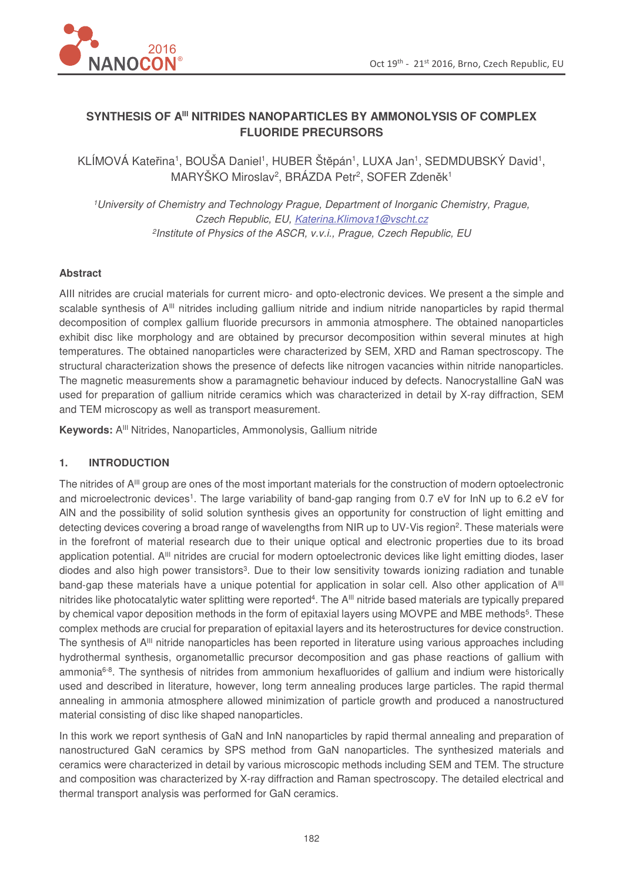# SYNTHESIS OF A$^{III}$ NITRIDES NANOPARTICLES BY AMMONOLYSIS OF COMPLEX FLUORIDE PRECURSORS

KLÍMOVÁ Kateřina[1], BOUŠA Daniel[1], HUBER Štěpán[1], LUXA Jan[1], SEDMDUBSKÝ David[1], MARYŠKO Miroslav[2], BRÁZDA Petr[2], SOFER Zdeněk[1]

*[1]University of Chemistry and Technology Prague, Department of Inorganic Chemistry, Prague, Czech Republic, EU, Katerina.Klimova1@vscht.cz*
*[2]Institute of Physics of the ASCR, v.v.i., Prague, Czech Republic, EU*

## Abstract

AIII nitrides are crucial materials for current micro- and opto-electronic devices. We present a the simple and scalable synthesis of A$^{III}$ nitrides including gallium nitride and indium nitride nanoparticles by rapid thermal decomposition of complex gallium fluoride precursors in ammonia atmosphere. The obtained nanoparticles exhibit disc like morphology and are obtained by precursor decomposition within several minutes at high temperatures. The obtained nanoparticles were characterized by SEM, XRD and Raman spectroscopy. The structural characterization shows the presence of defects like nitrogen vacancies within nitride nanoparticles. The magnetic measurements show a paramagnetic behaviour induced by defects. Nanocrystalline GaN was used for preparation of gallium nitride ceramics which was characterized in detail by X-ray diffraction, SEM and TEM microscopy as well as transport measurement.

**Keywords:** A$^{III}$ Nitrides, Nanoparticles, Ammonolysis, Gallium nitride

## 1. INTRODUCTION

The nitrides of A$^{III}$ group are ones of the most important materials for the construction of modern optoelectronic and microelectronic devices[1]. The large variability of band-gap ranging from 0.7 eV for InN up to 6.2 eV for AlN and the possibility of solid solution synthesis gives an opportunity for construction of light emitting and detecting devices covering a broad range of wavelengths from NIR up to UV-Vis region[2]. These materials were in the forefront of material research due to their unique optical and electronic properties due to its broad application potential. A$^{III}$ nitrides are crucial for modern optoelectronic devices like light emitting diodes, laser diodes and also high power transistors[3]. Due to their low sensitivity towards ionizing radiation and tunable band-gap these materials have a unique potential for application in solar cell. Also other application of A$^{III}$ nitrides like photocatalytic water splitting were reported[4]. The A$^{III}$ nitride based materials are typically prepared by chemical vapor deposition methods in the form of epitaxial layers using MOVPE and MBE methods[5]. These complex methods are crucial for preparation of epitaxial layers and its heterostructures for device construction. The synthesis of A$^{III}$ nitride nanoparticles has been reported in literature using various approaches including hydrothermal synthesis, organometallic precursor decomposition and gas phase reactions of gallium with ammonia[6-8]. The synthesis of nitrides from ammonium hexafluorides of gallium and indium were historically used and described in literature, however, long term annealing produces large particles. The rapid thermal annealing in ammonia atmosphere allowed minimization of particle growth and produced a nanostructured material consisting of disc like shaped nanoparticles.

In this work we report synthesis of GaN and InN nanoparticles by rapid thermal annealing and preparation of nanostructured GaN ceramics by SPS method from GaN nanoparticles. The synthesized materials and ceramics were characterized in detail by various microscopic methods including SEM and TEM. The structure and composition was characterized by X-ray diffraction and Raman spectroscopy. The detailed electrical and thermal transport analysis was performed for GaN ceramics.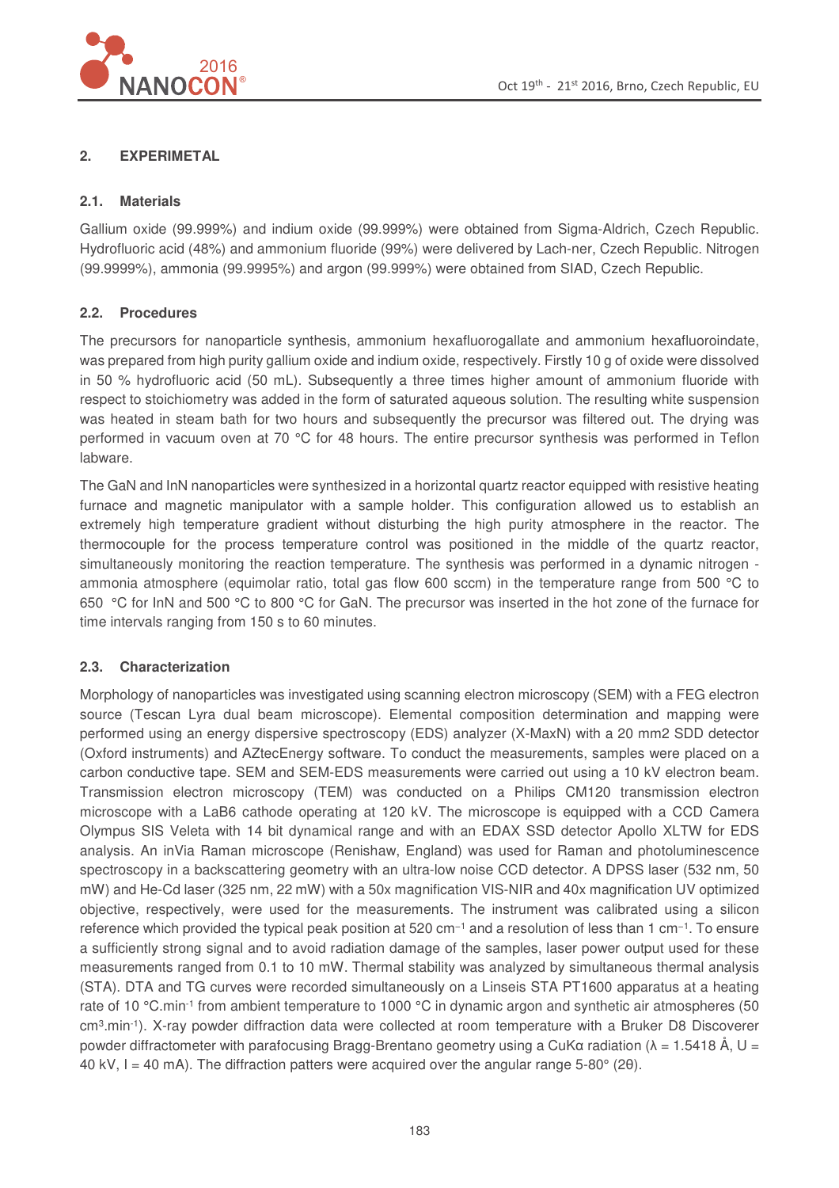## 2. EXPERIMETAL

### 2.1. Materials

Gallium oxide (99.999%) and indium oxide (99.999%) were obtained from Sigma-Aldrich, Czech Republic. Hydrofluoric acid (48%) and ammonium fluoride (99%) were delivered by Lach-ner, Czech Republic. Nitrogen (99.9999%), ammonia (99.9995%) and argon (99.999%) were obtained from SIAD, Czech Republic.

### 2.2. Procedures

The precursors for nanoparticle synthesis, ammonium hexafluorogallate and ammonium hexafluoroindate, was prepared from high purity gallium oxide and indium oxide, respectively. Firstly 10 g of oxide were dissolved in 50 % hydrofluoric acid (50 mL). Subsequently a three times higher amount of ammonium fluoride with respect to stoichiometry was added in the form of saturated aqueous solution. The resulting white suspension was heated in steam bath for two hours and subsequently the precursor was filtered out. The drying was performed in vacuum oven at 70 °C for 48 hours. The entire precursor synthesis was performed in Teflon labware.

The GaN and InN nanoparticles were synthesized in a horizontal quartz reactor equipped with resistive heating furnace and magnetic manipulator with a sample holder. This configuration allowed us to establish an extremely high temperature gradient without disturbing the high purity atmosphere in the reactor. The thermocouple for the process temperature control was positioned in the middle of the quartz reactor, simultaneously monitoring the reaction temperature. The synthesis was performed in a dynamic nitrogen - ammonia atmosphere (equimolar ratio, total gas flow 600 sccm) in the temperature range from 500 °C to 650 °C for InN and 500 °C to 800 °C for GaN. The precursor was inserted in the hot zone of the furnace for time intervals ranging from 150 s to 60 minutes.

### 2.3. Characterization

Morphology of nanoparticles was investigated using scanning electron microscopy (SEM) with a FEG electron source (Tescan Lyra dual beam microscope). Elemental composition determination and mapping were performed using an energy dispersive spectroscopy (EDS) analyzer (X-MaxN) with a 20 mm2 SDD detector (Oxford instruments) and AZtecEnergy software. To conduct the measurements, samples were placed on a carbon conductive tape. SEM and SEM-EDS measurements were carried out using a 10 kV electron beam. Transmission electron microscopy (TEM) was conducted on a Philips CM120 transmission electron microscope with a LaB6 cathode operating at 120 kV. The microscope is equipped with a CCD Camera Olympus SIS Veleta with 14 bit dynamical range and with an EDAX SSD detector Apollo XLTW for EDS analysis. An inVia Raman microscope (Renishaw, England) was used for Raman and photoluminescence spectroscopy in a backscattering geometry with an ultra-low noise CCD detector. A DPSS laser (532 nm, 50 mW) and He-Cd laser (325 nm, 22 mW) with a 50x magnification VIS-NIR and 40x magnification UV optimized objective, respectively, were used for the measurements. The instrument was calibrated using a silicon reference which provided the typical peak position at 520 $cm^{-1}$ and a resolution of less than 1 $cm^{-1}$. To ensure a sufficiently strong signal and to avoid radiation damage of the samples, laser power output used for these measurements ranged from 0.1 to 10 mW. Thermal stability was analyzed by simultaneous thermal analysis (STA). DTA and TG curves were recorded simultaneously on a Linseis STA PT1600 apparatus at a heating rate of 10 $°C.min^{-1}$ from ambient temperature to 1000 °C in dynamic argon and synthetic air atmospheres (50 $cm^3.min^{-1}$). X-ray powder diffraction data were collected at room temperature with a Bruker D8 Discoverer powder diffractometer with parafocusing Bragg-Brentano geometry using a CuKα radiation (λ = 1.5418 Å, U = 40 kV, I = 40 mA). The diffraction patters were acquired over the angular range 5-80° (2θ).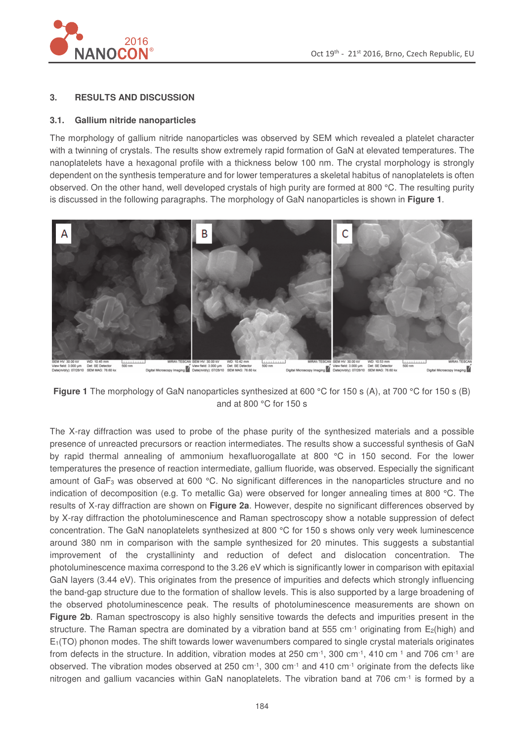## 3. RESULTS AND DISCUSSION

### 3.1. Gallium nitride nanoparticles

The morphology of gallium nitride nanoparticles was observed by SEM which revealed a platelet character with a twinning of crystals. The results show extremely rapid formation of GaN at elevated temperatures. The nanoplatelets have a hexagonal profile with a thickness below 100 nm. The crystal morphology is strongly dependent on the synthesis temperature and for lower temperatures a skeletal habitus of nanoplatelets is often observed. On the other hand, well developed crystals of high purity are formed at 800 °C. The resulting purity is discussed in the following paragraphs. The morphology of GaN nanoparticles is shown in **Figure 1**.

**Figure 1** The morphology of GaN nanoparticles synthesized at 600 °C for 150 s (A), at 700 °C for 150 s (B) and at 800 °C for 150 s

The X-ray diffraction was used to probe of the phase purity of the synthesized materials and a possible presence of unreacted precursors or reaction intermediates. The results show a successful synthesis of GaN by rapid thermal annealing of ammonium hexafluorogallate at 800 °C in 150 second. For the lower temperatures the presence of reaction intermediate, gallium fluoride, was observed. Especially the significant amount of $GaF_3$ was observed at 600 °C. No significant differences in the nanoparticles structure and no indication of decomposition (e.g. To metallic Ga) were observed for longer annealing times at 800 °C. The results of X-ray diffraction are shown on **Figure 2a**. However, despite no significant differences observed by by X-ray diffraction the photoluminescence and Raman spectroscopy show a notable suppression of defect concentration. The GaN nanoplatelets synthesized at 800 °C for 150 s shows only very week luminescence around 380 nm in comparison with the sample synthesized for 20 minutes. This suggests a substantial improvement of the crystallininty and reduction of defect and dislocation concentration. The photoluminescence maxima correspond to the 3.26 eV which is significantly lower in comparison with epitaxial GaN layers (3.44 eV). This originates from the presence of impurities and defects which strongly influencing the band-gap structure due to the formation of shallow levels. This is also supported by a large broadening of the observed photoluminescence peak. The results of photoluminescence measurements are shown on **Figure 2b**. Raman spectroscopy is also highly sensitive towards the defects and impurities present in the structure. The Raman spectra are dominated by a vibration band at 555 $cm^{-1}$ originating from $E_2$(high) and $E_1$(TO) phonon modes. The shift towards lower wavenumbers compared to single crystal materials originates from defects in the structure. In addition, vibration modes at 250 $cm^{-1}$, 300 $cm^{-1}$, 410 $cm^{-1}$ and 706 $cm^{-1}$ are observed. The vibration modes observed at 250 $cm^{-1}$, 300 $cm^{-1}$ and 410 $cm^{-1}$ originate from the defects like nitrogen and gallium vacancies within GaN nanoplatelets. The vibration band at 706 $cm^{-1}$ is formed by a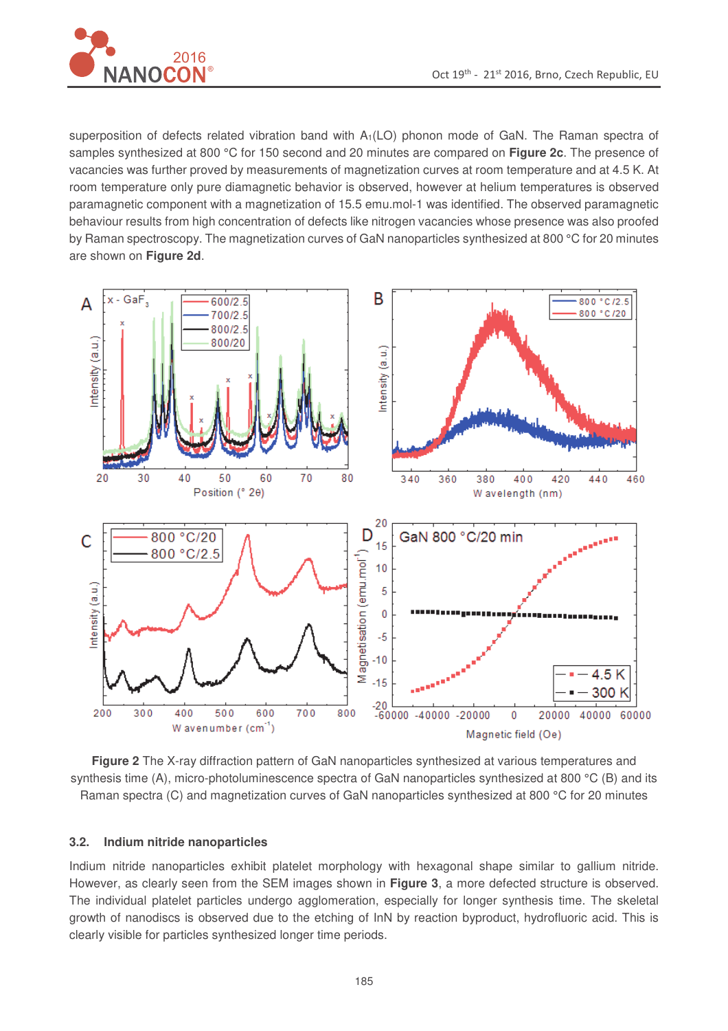superposition of defects related vibration band with $A_1$(LO) phonon mode of GaN. The Raman spectra of samples synthesized at 800 °C for 150 second and 20 minutes are compared on **Figure 2c**. The presence of vacancies was further proved by measurements of magnetization curves at room temperature and at 4.5 K. At room temperature only pure diamagnetic behavior is observed, however at helium temperatures is observed paramagnetic component with a magnetization of 15.5 emu.mol-1 was identified. The observed paramagnetic behaviour results from high concentration of defects like nitrogen vacancies whose presence was also proofed by Raman spectroscopy. The magnetization curves of GaN nanoparticles synthesized at 800 °C for 20 minutes are shown on **Figure 2d**.

**Figure 2** The X-ray diffraction pattern of GaN nanoparticles synthesized at various temperatures and synthesis time (A), micro-photoluminescence spectra of GaN nanoparticles synthesized at 800 °C (B) and its Raman spectra (C) and magnetization curves of GaN nanoparticles synthesized at 800 °C for 20 minutes

### 3.2. Indium nitride nanoparticles

Indium nitride nanoparticles exhibit platelet morphology with hexagonal shape similar to gallium nitride. However, as clearly seen from the SEM images shown in **Figure 3**, a more defected structure is observed. The individual platelet particles undergo agglomeration, especially for longer synthesis time. The skeletal growth of nanodiscs is observed due to the etching of InN by reaction byproduct, hydrofluoric acid. This is clearly visible for particles synthesized longer time periods.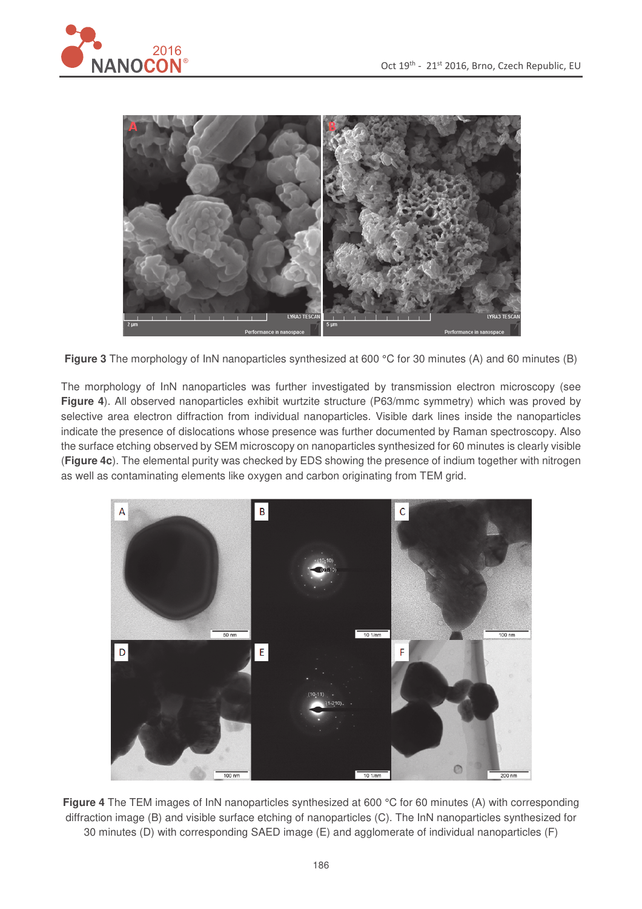**Figure 3** The morphology of InN nanoparticles synthesized at 600 °C for 30 minutes (A) and 60 minutes (B)

The morphology of InN nanoparticles was further investigated by transmission electron microscopy (see **Figure 4**). All observed nanoparticles exhibit wurtzite structure (P63/mmc symmetry) which was proved by selective area electron diffraction from individual nanoparticles. Visible dark lines inside the nanoparticles indicate the presence of dislocations whose presence was further documented by Raman spectroscopy. Also the surface etching observed by SEM microscopy on nanoparticles synthesized for 60 minutes is clearly visible (**Figure 4c**). The elemental purity was checked by EDS showing the presence of indium together with nitrogen as well as contaminating elements like oxygen and carbon originating from TEM grid.

**Figure 4** The TEM images of InN nanoparticles synthesized at 600 °C for 60 minutes (A) with corresponding diffraction image (B) and visible surface etching of nanoparticles (C). The InN nanoparticles synthesized for 30 minutes (D) with corresponding SAED image (E) and agglomerate of individual nanoparticles (F)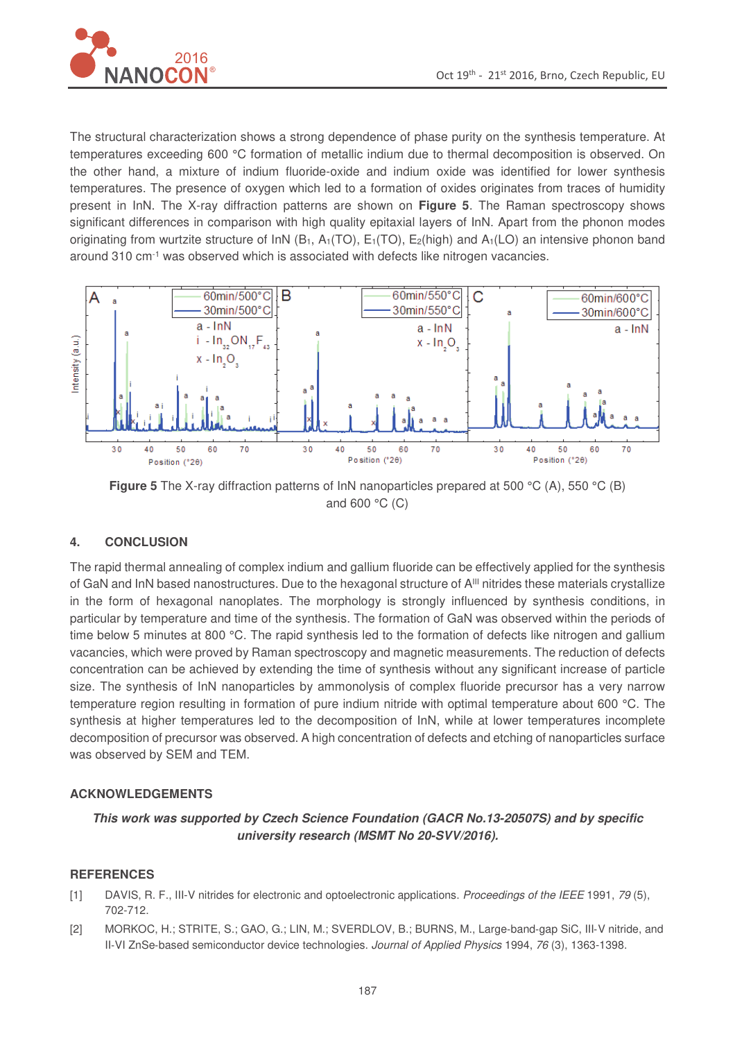The structural characterization shows a strong dependence of phase purity on the synthesis temperature. At temperatures exceeding 600 °C formation of metallic indium due to thermal decomposition is observed. On the other hand, a mixture of indium fluoride-oxide and indium oxide was identified for lower synthesis temperatures. The presence of oxygen which led to a formation of oxides originates from traces of humidity present in InN. The X-ray diffraction patterns are shown on **Figure 5**. The Raman spectroscopy shows significant differences in comparison with high quality epitaxial layers of InN. Apart from the phonon modes originating from wurtzite structure of InN ($B_1$, $A_1$(TO), $E_1$(TO), $E_2$(high) and $A_1$(LO) an intensive phonon band around 310 $cm^{-1}$ was observed which is associated with defects like nitrogen vacancies.

**Figure 5** The X-ray diffraction patterns of InN nanoparticles prepared at 500 °C (A), 550 °C (B) and 600 °C (C)

## 4. CONCLUSION

The rapid thermal annealing of complex indium and gallium fluoride can be effectively applied for the synthesis of GaN and InN based nanostructures. Due to the hexagonal structure of $A^{III}$ nitrides these materials crystallize in the form of hexagonal nanoplates. The morphology is strongly influenced by synthesis conditions, in particular by temperature and time of the synthesis. The formation of GaN was observed within the periods of time below 5 minutes at 800 °C. The rapid synthesis led to the formation of defects like nitrogen and gallium vacancies, which were proved by Raman spectroscopy and magnetic measurements. The reduction of defects concentration can be achieved by extending the time of synthesis without any significant increase of particle size. The synthesis of InN nanoparticles by ammonolysis of complex fluoride precursor has a very narrow temperature region resulting in formation of pure indium nitride with optimal temperature about 600 °C. The synthesis at higher temperatures led to the decomposition of InN, while at lower temperatures incomplete decomposition of precursor was observed. A high concentration of defects and etching of nanoparticles surface was observed by SEM and TEM.

### ACKNOWLEDGEMENTS

***This work was supported by Czech Science Foundation (GACR No.13-20507S) and by specific university research (MSMT No 20-SVV/2016).***

### REFERENCES

[1] DAVIS, R. F., III-V nitrides for electronic and optoelectronic applications. *Proceedings of the IEEE* 1991, *79* (5), 702-712.

[2] MORKOC, H.; STRITE, S.; GAO, G.; LIN, M.; SVERDLOV, B.; BURNS, M., Large-band-gap SiC, III-V nitride, and II-VI ZnSe-based semiconductor device technologies. *Journal of Applied Physics* 1994, *76* (3), 1363-1398.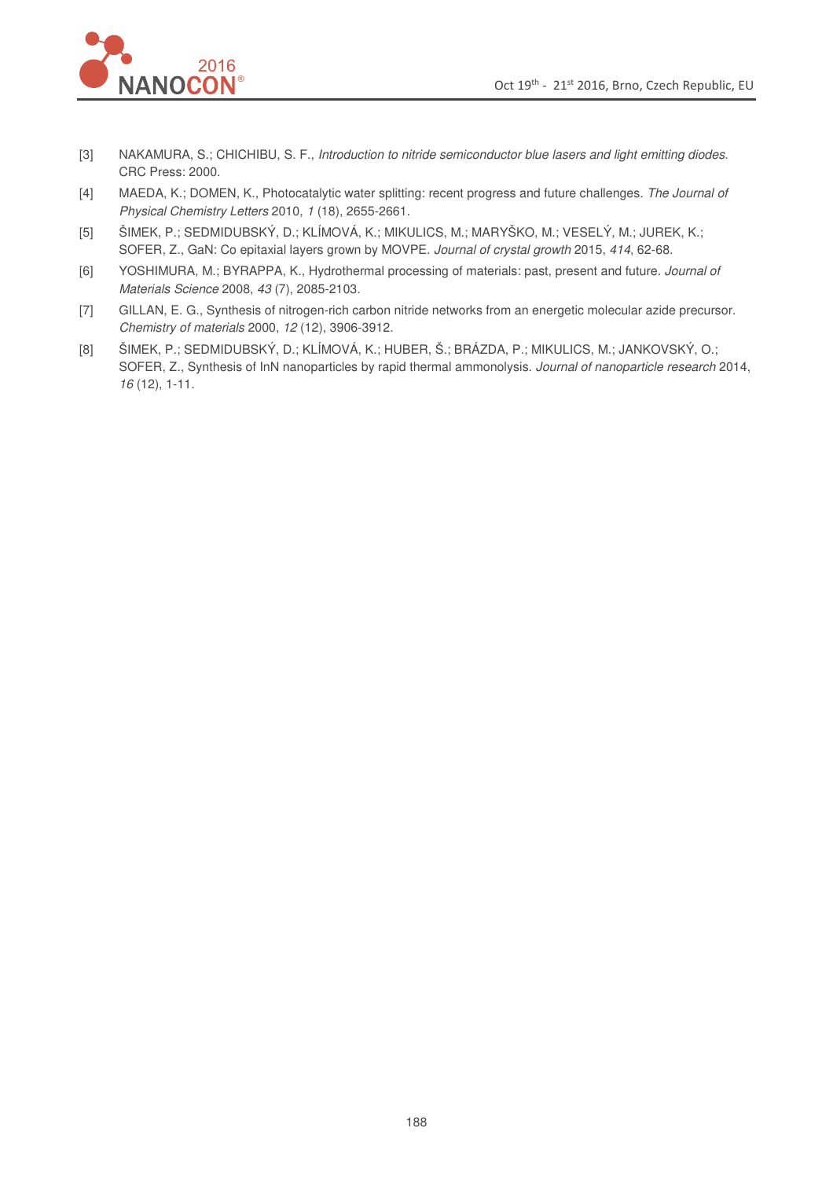[3] NAKAMURA, S.; CHICHIBU, S. F., *Introduction to nitride semiconductor blue lasers and light emitting diodes*. CRC Press: 2000.

[4] MAEDA, K.; DOMEN, K., Photocatalytic water splitting: recent progress and future challenges. *The Journal of Physical Chemistry Letters* 2010, *1* (18), 2655-2661.

[5] ŠIMEK, P.; SEDMIDUBSKÝ, D.; KLÍMOVÁ, K.; MIKULICS, M.; MARYŠKO, M.; VESELÝ, M.; JUREK, K.; SOFER, Z., GaN: Co epitaxial layers grown by MOVPE. *Journal of crystal growth* 2015, *414*, 62-68.

[6] YOSHIMURA, M.; BYRAPPA, K., Hydrothermal processing of materials: past, present and future. *Journal of Materials Science* 2008, *43* (7), 2085-2103.

[7] GILLAN, E. G., Synthesis of nitrogen-rich carbon nitride networks from an energetic molecular azide precursor. *Chemistry of materials* 2000, *12* (12), 3906-3912.

[8] ŠIMEK, P.; SEDMIDUBSKÝ, D.; KLÍMOVÁ, K.; HUBER, Š.; BRÁZDA, P.; MIKULICS, M.; JANKOVSKÝ, O.; SOFER, Z., Synthesis of InN nanoparticles by rapid thermal ammonolysis. *Journal of nanoparticle research* 2014, *16* (12), 1-11.